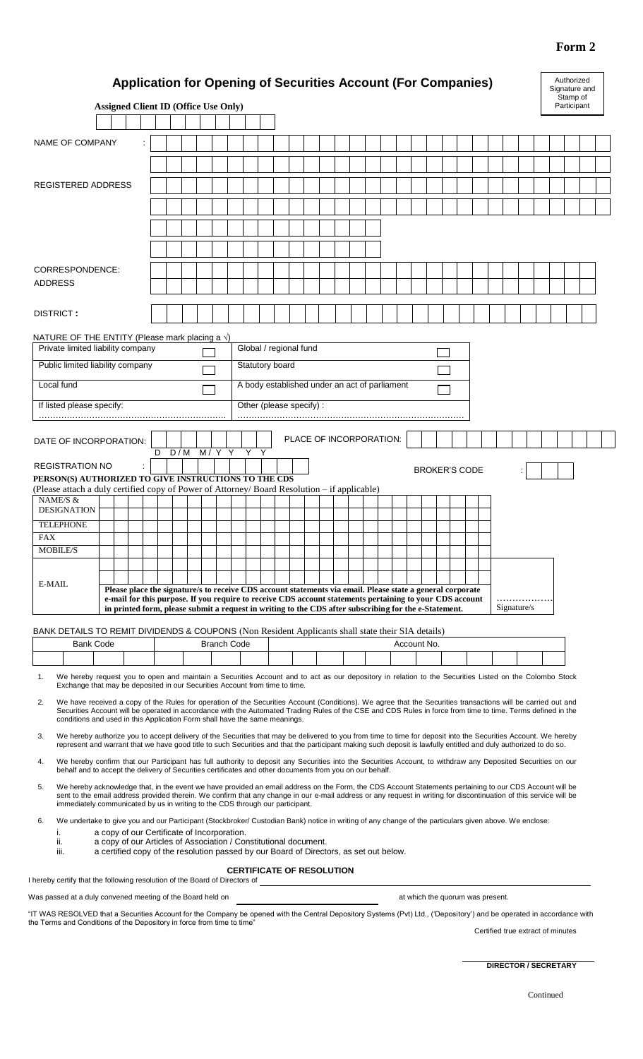**Form 2**

# Application for Opening of Securities Account (For Companies)

Authorized Signature and Stamp of Participant

**Assigned Client ID (Office Use Only)**

NAME OF COMPANY :

REGISTERED ADDRESS

CORRESPONDENCE: ADDRESS

DISTRICT :

NATURE OF THE ENTITY (Please mark placing a √)

| | | | |
|---|---|---|---|
| Private limited liability company | ☐ | Global / regional fund | ☐ |
| Public limited liability company | ☐ | Statutory board | ☐ |
| Local fund | ☐ | A body established under an act of parliament | ☐ |
| If listed please specify: ………………………………………………… | | Other (please specify) : ………………………………………………………………… | |

DATE OF INCORPORATION: D D/M M/Y Y Y Y PLACE OF INCORPORATION:

REGISTRATION NO : BROKER'S CODE :

**PERSON(S) AUTHORIZED TO GIVE INSTRUCTIONS TO THE CDS**
(Please attach a duly certified copy of Power of Attorney/ Board Resolution – if applicable)

NAME/S & DESIGNATION

TELEPHONE

FAX

MOBILE/S

E-MAIL

**Please place the signature/s to receive CDS account statements via email. Please state a general corporate e-mail for this purpose. If you require to receive CDS account statements pertaining to your CDS account in printed form, please submit a request in writing to the CDS after subscribing for the e-Statement.**

……………… Signature/s

BANK DETAILS TO REMIT DIVIDENDS & COUPONS (Non Resident Applicants shall state their SIA details)

| Bank Code | Branch Code | Account No. |
|---|---|---|
| | | |

1. We hereby request you to open and maintain a Securities Account and to act as our depository in relation to the Securities Listed on the Colombo Stock Exchange that may be deposited in our Securities Account from time to time.
2. We have received a copy of the Rules for operation of the Securities Account (Conditions). We agree that the Securities transactions will be carried out and Securities Account will be operated in accordance with the Automated Trading Rules of the CSE and CDS Rules in force from time to time. Terms defined in the conditions and used in this Application Form shall have the same meanings.
3. We hereby authorize you to accept delivery of the Securities that may be delivered to you from time to time for deposit into the Securities Account. We hereby represent and warrant that we have good title to such Securities and that the participant making such deposit is lawfully entitled and duly authorized to do so.
4. We hereby confirm that our Participant has full authority to deposit any Securities into the Securities Account, to withdraw any Deposited Securities on our behalf and to accept the delivery of Securities certificates and other documents from you on our behalf.
5. We hereby acknowledge that, in the event we have provided an email address on the Form, the CDS Account Statements pertaining to our CDS Account will be sent to the email address provided therein. We confirm that any change in our e-mail address or any request in writing for discontinuation of this service will be immediately communicated by us in writing to the CDS through our participant.
6. We undertake to give you and our Participant (Stockbroker/ Custodian Bank) notice in writing of any change of the particulars given above. We enclose:
   i. a copy of our Certificate of Incorporation.
   ii. a copy of our Articles of Association / Constitutional document.
   iii. a certified copy of the resolution passed by our Board of Directors, as set out below.

**CERTIFICATE OF RESOLUTION**

I hereby certify that the following resolution of the Board of Directors of ______________________________

Was passed at a duly convened meeting of the Board held on ______________________ at which the quorum was present.

"IT WAS RESOLVED that a Securities Account for the Company be opened with the Central Depository Systems (Pvt) Ltd., ('Depository') and be operated in accordance with the Terms and Conditions of the Depository in force from time to time"

Certified true extract of minutes

**DIRECTOR / SECRETARY**

Continued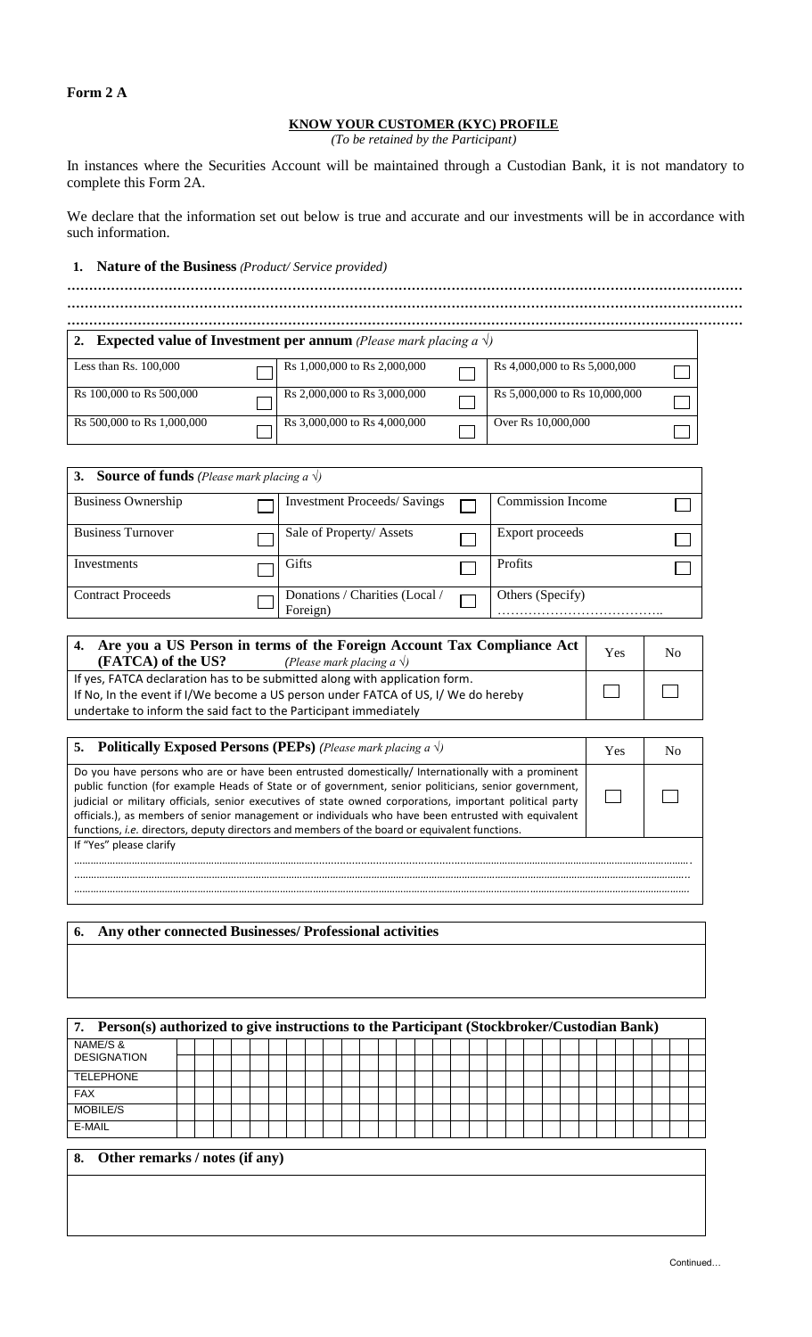**Form 2 A**

## KNOW YOUR CUSTOMER (KYC) PROFILE

*(To be retained by the Participant)*

In instances where the Securities Account will be maintained through a Custodian Bank, it is not mandatory to complete this Form 2A.

We declare that the information set out below is true and accurate and our investments will be in accordance with such information.

**1. Nature of the Business** *(Product/ Service provided)*

…………………………………………………………………………………………………………………………………

…………………………………………………………………………………………………………………………………

…………………………………………………………………………………………………………………………………

| **2. Expected value of Investment per annum** *(Please mark placing a √)* | | | | | |
|---|---|---|---|---|---|
| Less than Rs. 100,000 | ☐ | Rs 1,000,000 to Rs 2,000,000 | ☐ | Rs 4,000,000 to Rs 5,000,000 | ☐ |
| Rs 100,000 to Rs 500,000 | ☐ | Rs 2,000,000 to Rs 3,000,000 | ☐ | Rs 5,000,000 to Rs 10,000,000 | ☐ |
| Rs 500,000 to Rs 1,000,000 | ☐ | Rs 3,000,000 to Rs 4,000,000 | ☐ | Over Rs 10,000,000 | ☐ |

| **3. Source of funds** *(Please mark placing a √)* | | | | | |
|---|---|---|---|---|---|
| Business Ownership | ☐ | Investment Proceeds/ Savings | ☐ | Commission Income | ☐ |
| Business Turnover | ☐ | Sale of Property/ Assets | ☐ | Export proceeds | ☐ |
| Investments | ☐ | Gifts | ☐ | Profits | ☐ |
| Contract Proceeds | ☐ | Donations / Charities (Local / Foreign) | ☐ | Others (Specify) ……………………………….. | |

| **4. Are you a US Person in terms of the Foreign Account Tax Compliance Act (FATCA) of the US?** *(Please mark placing a √)* | Yes | No |
|---|---|---|
| If yes, FATCA declaration has to be submitted along with application form.<br>If No, In the event if I/We become a US person under FATCA of US, I/ We do hereby undertake to inform the said fact to the Participant immediately | ☐ | ☐ |

| **5. Politically Exposed Persons (PEPs)** *(Please mark placing a √)* | Yes | No |
|---|---|---|
| Do you have persons who are or have been entrusted domestically/ Internationally with a prominent public function (for example Heads of State or of government, senior politicians, senior government, judicial or military officials, senior executives of state owned corporations, important political party officials.), as members of senior management or individuals who have been entrusted with equivalent functions, *i.e.* directors, deputy directors and members of the board or equivalent functions. | ☐ | ☐ |
| If "Yes" please clarify<br>…………………………………………………………………………………………………<br>…………………………………………………………………………………………………<br>………………………………………………………………………………………………… | | |

**6. Any other connected Businesses/ Professional activities**

&nbsp;

| **7. Person(s) authorized to give instructions to the Participant (Stockbroker/Custodian Bank)** | |
|---|---|
| NAME/S & DESIGNATION | |
| TELEPHONE | |
| FAX | |
| MOBILE/S | |
| E-MAIL | |

**8. Other remarks / notes (if any)**

&nbsp;

Continued…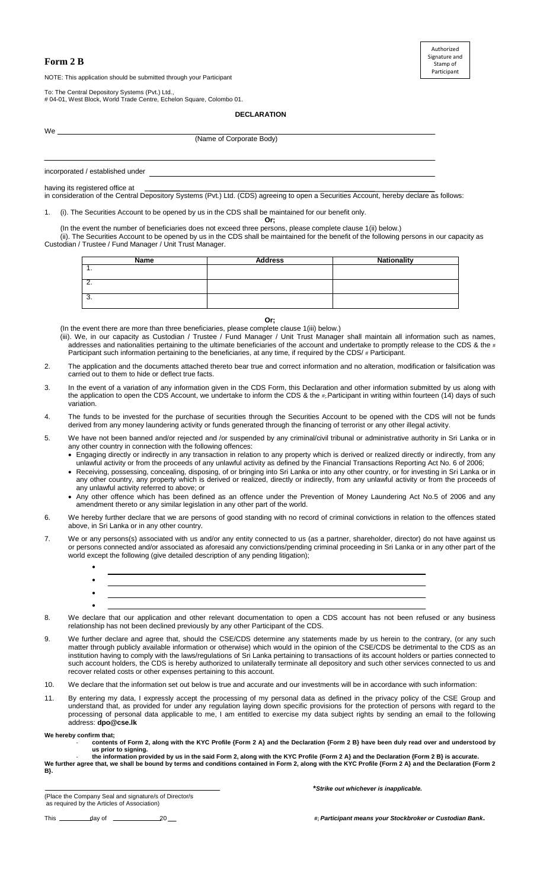Authorized Signature and Stamp of Participant

# Form 2 B

NOTE: This application should be submitted through your Participant

To: The Central Depository Systems (Pvt.) Ltd.,
# 04-01, West Block, World Trade Centre, Echelon Square, Colombo 01.

**DECLARATION**

We ______________________________________________________________________________
(Name of Corporate Body)

______________________________________________________________________________

incorporated / established under ______________________________________________________

having its registered office at ______________________________________________________
in consideration of the Central Depository Systems (Pvt.) Ltd. (CDS) agreeing to open a Securities Account, hereby declare as follows:

1. (i). The Securities Account to be opened by us in the CDS shall be maintained for our benefit only.

**Or;**

(In the event the number of beneficiaries does not exceed three persons, please complete clause 1(ii) below.)

(ii). The Securities Account to be opened by us in the CDS shall be maintained for the benefit of the following persons in our capacity as Custodian / Trustee / Fund Manager / Unit Trust Manager.

| Name | Address | Nationality |
|---|---|---|
| 1. | | |
| 2. | | |
| 3. | | |

**Or;**

(In the event there are more than three beneficiaries, please complete clause 1(iii) below.)

(iii). We, in our capacity as Custodian / Trustee / Fund Manager / Unit Trust Manager shall maintain all information such as names, addresses and nationalities pertaining to the ultimate beneficiaries of the account and undertake to promptly release to the CDS & the # Participant such information pertaining to the beneficiaries, at any time, if required by the CDS/ # Participant.

2. The application and the documents attached thereto bear true and correct information and no alteration, modification or falsification was carried out to them to hide or deflect true facts.

3. In the event of a variation of any information given in the CDS Form, this Declaration and other information submitted by us along with the application to open the CDS Account, we undertake to inform the CDS & the #;Participant in writing within fourteen (14) days of such variation.

4. The funds to be invested for the purchase of securities through the Securities Account to be opened with the CDS will not be funds derived from any money laundering activity or funds generated through the financing of terrorist or any other illegal activity.

5. We have not been banned and/or rejected and /or suspended by any criminal/civil tribunal or administrative authority in Sri Lanka or in any other country in connection with the following offences:
   - Engaging directly or indirectly in any transaction in relation to any property which is derived or realized directly or indirectly, from any unlawful activity or from the proceeds of any unlawful activity as defined by the Financial Transactions Reporting Act No. 6 of 2006;
   - Receiving, possessing, concealing, disposing, of or bringing into Sri Lanka or into any other country, or for investing in Sri Lanka or in any other country, any property which is derived or realized, directly or indirectly, from any unlawful activity or from the proceeds of any unlawful activity referred to above; or
   - Any other offence which has been defined as an offence under the Prevention of Money Laundering Act No.5 of 2006 and any amendment thereto or any similar legislation in any other part of the world.

6. We hereby further declare that we are persons of good standing with no record of criminal convictions in relation to the offences stated above, in Sri Lanka or in any other country.

7. We or any persons(s) associated with us and/or any entity connected to us (as a partner, shareholder, director) do not have against us or persons connected and/or associated as aforesaid any convictions/pending criminal proceeding in Sri Lanka or in any other part of the world except the following (give detailed description of any pending litigation);
   - ______________________________________________________
   - ______________________________________________________
   - ______________________________________________________
   - ______________________________________________________

8. We declare that our application and other relevant documentation to open a CDS account has not been refused or any business relationship has not been declined previously by any other Participant of the CDS.

9. We further declare and agree that, should the CSE/CDS determine any statements made by us herein to the contrary, (or any such matter through publicly available information or otherwise) which would in the opinion of the CSE/CDS be detrimental to the CDS as an institution having to comply with the laws/regulations of Sri Lanka pertaining to transactions of its account holders or parties connected to such account holders, the CDS is hereby authorized to unilaterally terminate all depository and such other services connected to us and recover related costs or other expenses pertaining to this account.

10. We declare that the information set out below is true and accurate and our investments will be in accordance with such information:

11. By entering my data, I expressly accept the processing of my personal data as defined in the privacy policy of the CSE Group and understand that, as provided for under any regulation laying down specific provisions for the protection of persons with regard to the processing of personal data applicable to me, I am entitled to exercise my data subject rights by sending an email to the following address: **dpo@cse.lk**

**We hereby confirm that;**

- **contents of Form 2, along with the KYC Profile {Form 2 A} and the Declaration {Form 2 B} have been duly read over and understood by us prior to signing.**
- **the information provided by us in the said Form 2, along with the KYC Profile {Form 2 A} and the Declaration {Form 2 B} is accurate.**

**We further agree that, we shall be bound by terms and conditions contained in Form 2, along with the KYC Profile {Form 2 A} and the Declaration {Form 2 B}.**

______________________________________________

(Place the Company Seal and signature/s of Director/s as required by the Articles of Association)

***Strike out whichever is inapplicable.***

This __________ day of ______________ 20 __

**#; *Participant means your Stockbroker or Custodian Bank*.**